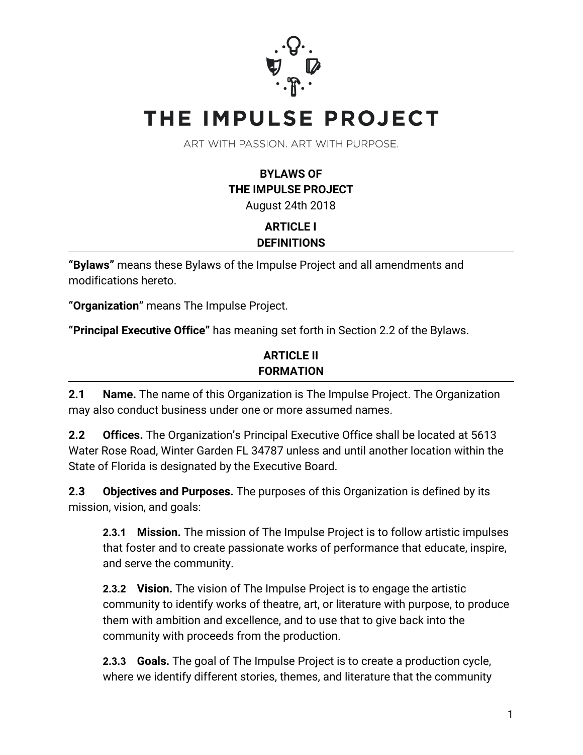# THE IMPULSE PROJECT

ART WITH PASSION. ART WITH PURPOSE.

**BYLAWS OF**
**THE IMPULSE PROJECT**
August 24th 2018

## ARTICLE I
## DEFINITIONS

**"Bylaws"** means these Bylaws of the Impulse Project and all amendments and modifications hereto.

**"Organization"** means The Impulse Project.

**"Principal Executive Office"** has meaning set forth in Section 2.2 of the Bylaws.

## ARTICLE II
## FORMATION

**2.1 Name.** The name of this Organization is The Impulse Project. The Organization may also conduct business under one or more assumed names.

**2.2 Offices.** The Organization's Principal Executive Office shall be located at 5613 Water Rose Road, Winter Garden FL 34787 unless and until another location within the State of Florida is designated by the Executive Board.

**2.3 Objectives and Purposes.** The purposes of this Organization is defined by its mission, vision, and goals:

> **2.3.1 Mission.** The mission of The Impulse Project is to follow artistic impulses that foster and to create passionate works of performance that educate, inspire, and serve the community.
>
> **2.3.2 Vision.** The vision of The Impulse Project is to engage the artistic community to identify works of theatre, art, or literature with purpose, to produce them with ambition and excellence, and to use that to give back into the community with proceeds from the production.
>
> **2.3.3 Goals.** The goal of The Impulse Project is to create a production cycle, where we identify different stories, themes, and literature that the community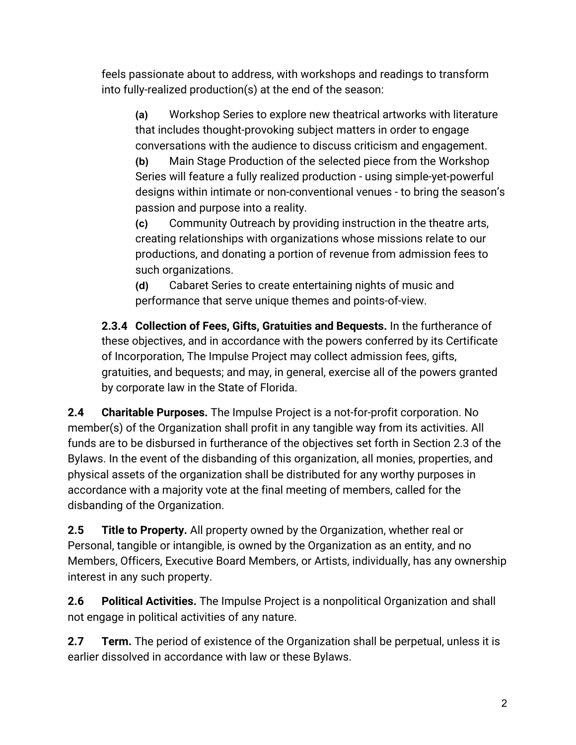feels passionate about to address, with workshops and readings to transform into fully-realized production(s) at the end of the season:

> **(a)** Workshop Series to explore new theatrical artworks with literature that includes thought-provoking subject matters in order to engage conversations with the audience to discuss criticism and engagement.
>
> **(b)** Main Stage Production of the selected piece from the Workshop Series will feature a fully realized production - using simple-yet-powerful designs within intimate or non-conventional venues - to bring the season's passion and purpose into a reality.
>
> **(c)** Community Outreach by providing instruction in the theatre arts, creating relationships with organizations whose missions relate to our productions, and donating a portion of revenue from admission fees to such organizations.
>
> **(d)** Cabaret Series to create entertaining nights of music and performance that serve unique themes and points-of-view.

**2.3.4 Collection of Fees, Gifts, Gratuities and Bequests.** In the furtherance of these objectives, and in accordance with the powers conferred by its Certificate of Incorporation, The Impulse Project may collect admission fees, gifts, gratuities, and bequests; and may, in general, exercise all of the powers granted by corporate law in the State of Florida.

**2.4 Charitable Purposes.** The Impulse Project is a not-for-profit corporation. No member(s) of the Organization shall profit in any tangible way from its activities. All funds are to be disbursed in furtherance of the objectives set forth in Section 2.3 of the Bylaws. In the event of the disbanding of this organization, all monies, properties, and physical assets of the organization shall be distributed for any worthy purposes in accordance with a majority vote at the final meeting of members, called for the disbanding of the Organization.

**2.5 Title to Property.** All property owned by the Organization, whether real or Personal, tangible or intangible, is owned by the Organization as an entity, and no Members, Officers, Executive Board Members, or Artists, individually, has any ownership interest in any such property.

**2.6 Political Activities.** The Impulse Project is a nonpolitical Organization and shall not engage in political activities of any nature.

**2.7 Term.** The period of existence of the Organization shall be perpetual, unless it is earlier dissolved in accordance with law or these Bylaws.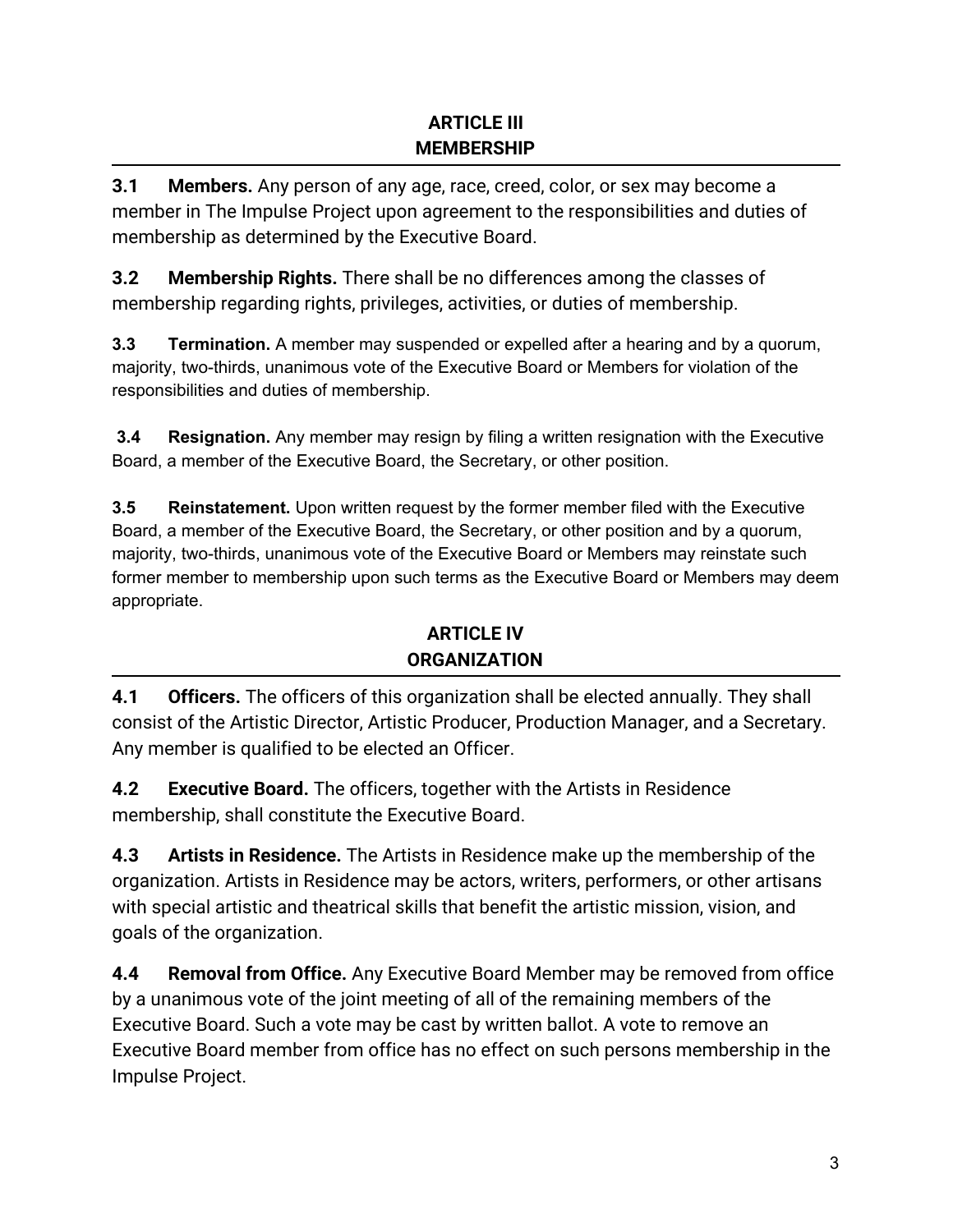## ARTICLE III
## MEMBERSHIP

**3.1 Members.** Any person of any age, race, creed, color, or sex may become a member in The Impulse Project upon agreement to the responsibilities and duties of membership as determined by the Executive Board.

**3.2 Membership Rights.** There shall be no differences among the classes of membership regarding rights, privileges, activities, or duties of membership.

**3.3 Termination.** A member may suspended or expelled after a hearing and by a quorum, majority, two-thirds, unanimous vote of the Executive Board or Members for violation of the responsibilities and duties of membership.

**3.4 Resignation.** Any member may resign by filing a written resignation with the Executive Board, a member of the Executive Board, the Secretary, or other position.

**3.5 Reinstatement.** Upon written request by the former member filed with the Executive Board, a member of the Executive Board, the Secretary, or other position and by a quorum, majority, two-thirds, unanimous vote of the Executive Board or Members may reinstate such former member to membership upon such terms as the Executive Board or Members may deem appropriate.

## ARTICLE IV
## ORGANIZATION

**4.1 Officers.** The officers of this organization shall be elected annually. They shall consist of the Artistic Director, Artistic Producer, Production Manager, and a Secretary. Any member is qualified to be elected an Officer.

**4.2 Executive Board.** The officers, together with the Artists in Residence membership, shall constitute the Executive Board.

**4.3 Artists in Residence.** The Artists in Residence make up the membership of the organization. Artists in Residence may be actors, writers, performers, or other artisans with special artistic and theatrical skills that benefit the artistic mission, vision, and goals of the organization.

**4.4 Removal from Office.** Any Executive Board Member may be removed from office by a unanimous vote of the joint meeting of all of the remaining members of the Executive Board. Such a vote may be cast by written ballot. A vote to remove an Executive Board member from office has no effect on such persons membership in the Impulse Project.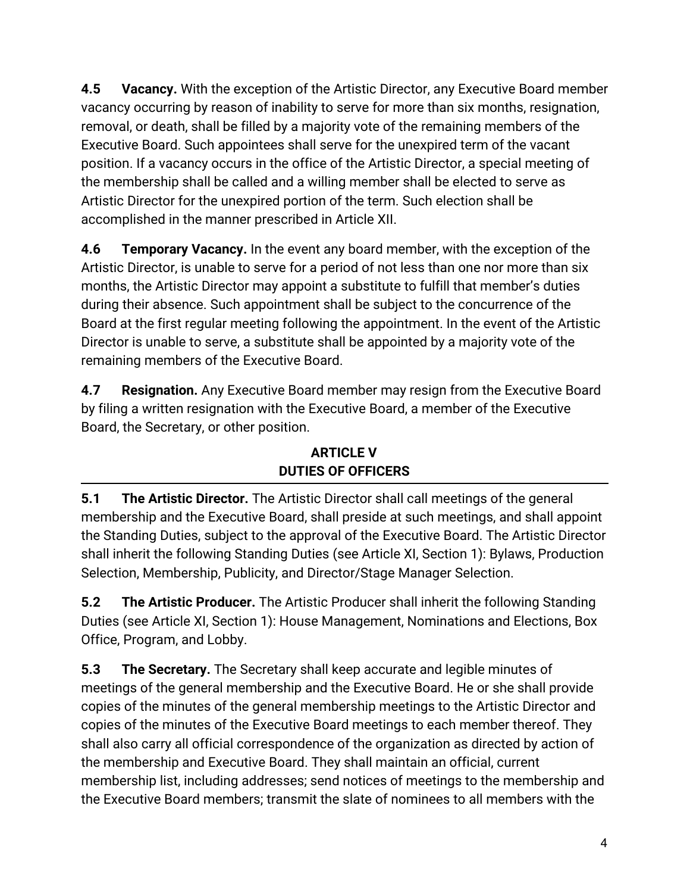**4.5 Vacancy.** With the exception of the Artistic Director, any Executive Board member vacancy occurring by reason of inability to serve for more than six months, resignation, removal, or death, shall be filled by a majority vote of the remaining members of the Executive Board. Such appointees shall serve for the unexpired term of the vacant position. If a vacancy occurs in the office of the Artistic Director, a special meeting of the membership shall be called and a willing member shall be elected to serve as Artistic Director for the unexpired portion of the term. Such election shall be accomplished in the manner prescribed in Article XII.

**4.6 Temporary Vacancy.** In the event any board member, with the exception of the Artistic Director, is unable to serve for a period of not less than one nor more than six months, the Artistic Director may appoint a substitute to fulfill that member's duties during their absence. Such appointment shall be subject to the concurrence of the Board at the first regular meeting following the appointment. In the event of the Artistic Director is unable to serve, a substitute shall be appointed by a majority vote of the remaining members of the Executive Board.

**4.7 Resignation.** Any Executive Board member may resign from the Executive Board by filing a written resignation with the Executive Board, a member of the Executive Board, the Secretary, or other position.

## ARTICLE V
## DUTIES OF OFFICERS

**5.1 The Artistic Director.** The Artistic Director shall call meetings of the general membership and the Executive Board, shall preside at such meetings, and shall appoint the Standing Duties, subject to the approval of the Executive Board. The Artistic Director shall inherit the following Standing Duties (see Article XI, Section 1): Bylaws, Production Selection, Membership, Publicity, and Director/Stage Manager Selection.

**5.2 The Artistic Producer.** The Artistic Producer shall inherit the following Standing Duties (see Article XI, Section 1): House Management, Nominations and Elections, Box Office, Program, and Lobby.

**5.3 The Secretary.** The Secretary shall keep accurate and legible minutes of meetings of the general membership and the Executive Board. He or she shall provide copies of the minutes of the general membership meetings to the Artistic Director and copies of the minutes of the Executive Board meetings to each member thereof. They shall also carry all official correspondence of the organization as directed by action of the membership and Executive Board. They shall maintain an official, current membership list, including addresses; send notices of meetings to the membership and the Executive Board members; transmit the slate of nominees to all members with the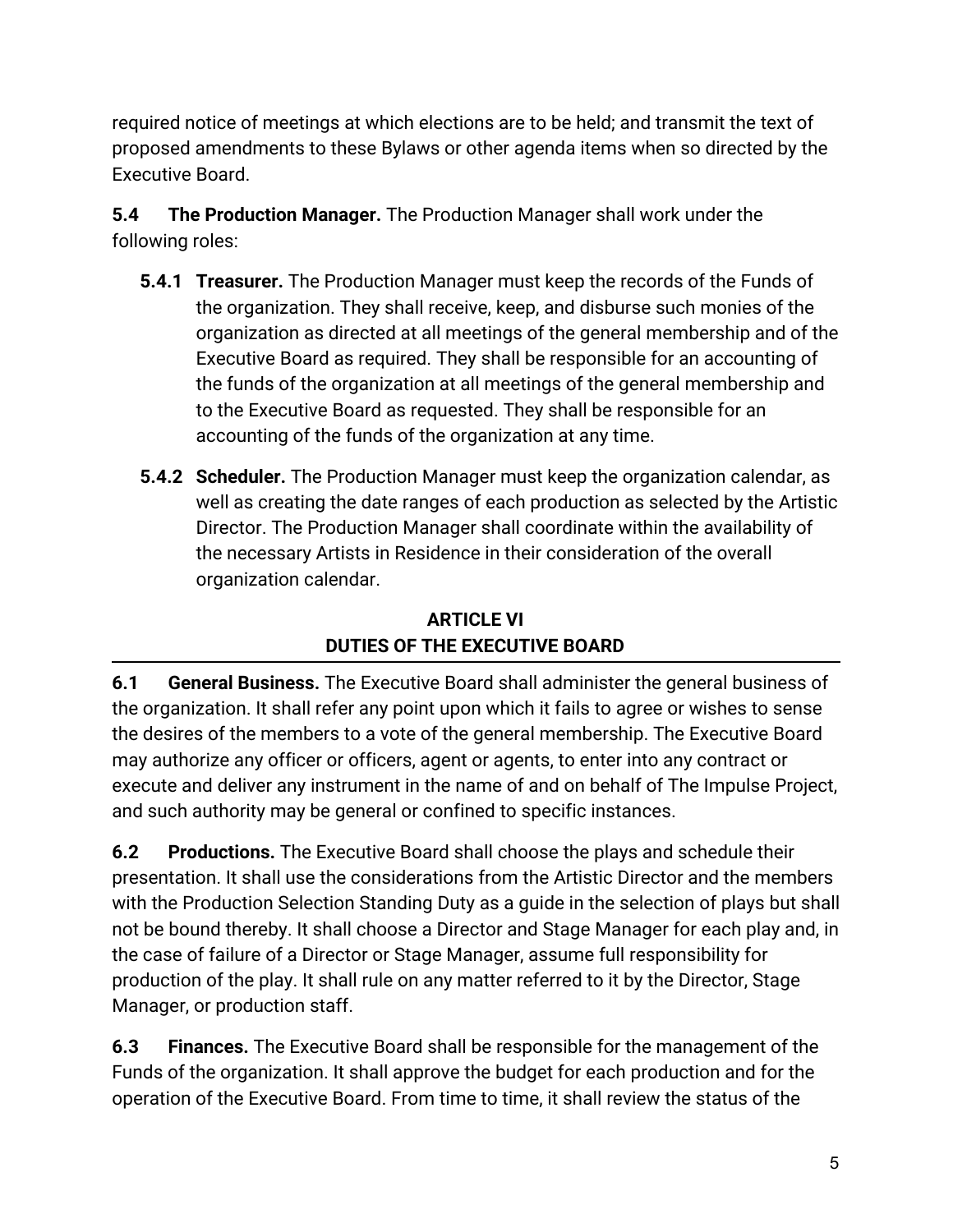required notice of meetings at which elections are to be held; and transmit the text of proposed amendments to these Bylaws or other agenda items when so directed by the Executive Board.

**5.4 The Production Manager.** The Production Manager shall work under the following roles:

- **5.4.1 Treasurer.** The Production Manager must keep the records of the Funds of the organization. They shall receive, keep, and disburse such monies of the organization as directed at all meetings of the general membership and of the Executive Board as required. They shall be responsible for an accounting of the funds of the organization at all meetings of the general membership and to the Executive Board as requested. They shall be responsible for an accounting of the funds of the organization at any time.

- **5.4.2 Scheduler.** The Production Manager must keep the organization calendar, as well as creating the date ranges of each production as selected by the Artistic Director. The Production Manager shall coordinate within the availability of the necessary Artists in Residence in their consideration of the overall organization calendar.

## ARTICLE VI
## DUTIES OF THE EXECUTIVE BOARD

---

**6.1 General Business.** The Executive Board shall administer the general business of the organization. It shall refer any point upon which it fails to agree or wishes to sense the desires of the members to a vote of the general membership. The Executive Board may authorize any officer or officers, agent or agents, to enter into any contract or execute and deliver any instrument in the name of and on behalf of The Impulse Project, and such authority may be general or confined to specific instances.

**6.2 Productions.** The Executive Board shall choose the plays and schedule their presentation. It shall use the considerations from the Artistic Director and the members with the Production Selection Standing Duty as a guide in the selection of plays but shall not be bound thereby. It shall choose a Director and Stage Manager for each play and, in the case of failure of a Director or Stage Manager, assume full responsibility for production of the play. It shall rule on any matter referred to it by the Director, Stage Manager, or production staff.

**6.3 Finances.** The Executive Board shall be responsible for the management of the Funds of the organization. It shall approve the budget for each production and for the operation of the Executive Board. From time to time, it shall review the status of the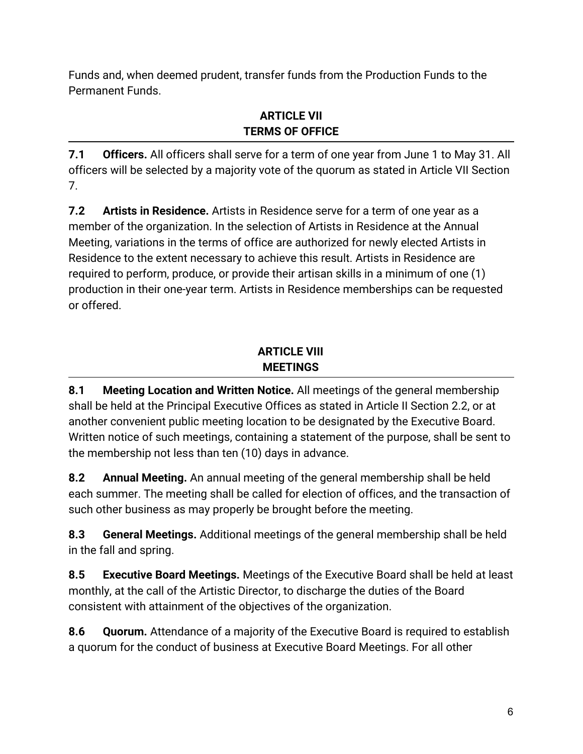Funds and, when deemed prudent, transfer funds from the Production Funds to the Permanent Funds.

## ARTICLE VII
## TERMS OF OFFICE

**7.1 Officers.** All officers shall serve for a term of one year from June 1 to May 31. All officers will be selected by a majority vote of the quorum as stated in Article VII Section 7.

**7.2 Artists in Residence.** Artists in Residence serve for a term of one year as a member of the organization. In the selection of Artists in Residence at the Annual Meeting, variations in the terms of office are authorized for newly elected Artists in Residence to the extent necessary to achieve this result. Artists in Residence are required to perform, produce, or provide their artisan skills in a minimum of one (1) production in their one-year term. Artists in Residence memberships can be requested or offered.

## ARTICLE VIII
## MEETINGS

**8.1 Meeting Location and Written Notice.** All meetings of the general membership shall be held at the Principal Executive Offices as stated in Article II Section 2.2, or at another convenient public meeting location to be designated by the Executive Board. Written notice of such meetings, containing a statement of the purpose, shall be sent to the membership not less than ten (10) days in advance.

**8.2 Annual Meeting.** An annual meeting of the general membership shall be held each summer. The meeting shall be called for election of offices, and the transaction of such other business as may properly be brought before the meeting.

**8.3 General Meetings.** Additional meetings of the general membership shall be held in the fall and spring.

**8.5 Executive Board Meetings.** Meetings of the Executive Board shall be held at least monthly, at the call of the Artistic Director, to discharge the duties of the Board consistent with attainment of the objectives of the organization.

**8.6 Quorum.** Attendance of a majority of the Executive Board is required to establish a quorum for the conduct of business at Executive Board Meetings. For all other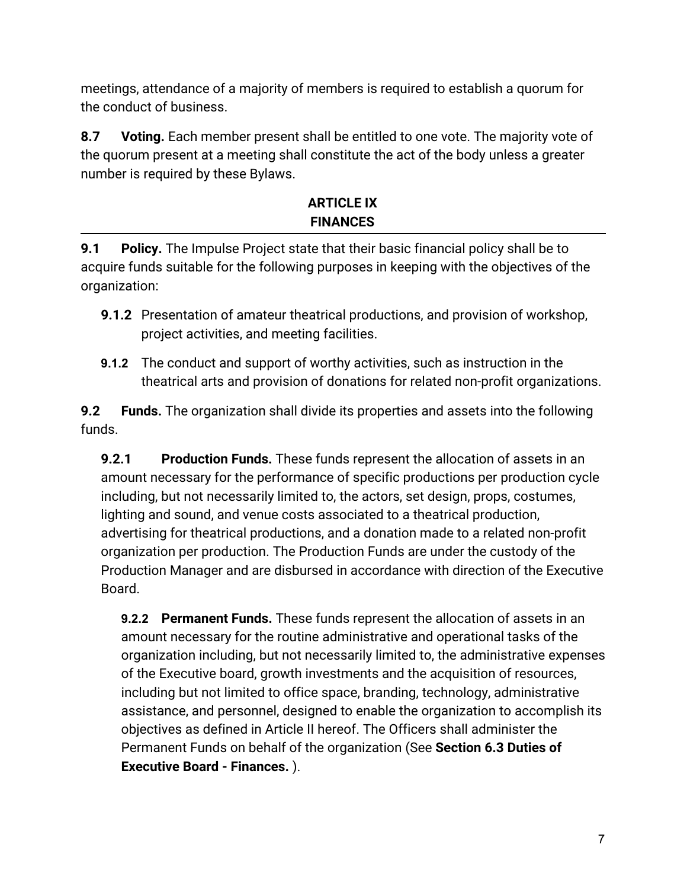meetings, attendance of a majority of members is required to establish a quorum for the conduct of business.

**8.7 Voting.** Each member present shall be entitled to one vote. The majority vote of the quorum present at a meeting shall constitute the act of the body unless a greater number is required by these Bylaws.

## ARTICLE IX
## FINANCES

**9.1 Policy.** The Impulse Project state that their basic financial policy shall be to acquire funds suitable for the following purposes in keeping with the objectives of the organization:

**9.1.2** Presentation of amateur theatrical productions, and provision of workshop, project activities, and meeting facilities.

**9.1.2** The conduct and support of worthy activities, such as instruction in the theatrical arts and provision of donations for related non-profit organizations.

**9.2 Funds.** The organization shall divide its properties and assets into the following funds.

**9.2.1 Production Funds.** These funds represent the allocation of assets in an amount necessary for the performance of specific productions per production cycle including, but not necessarily limited to, the actors, set design, props, costumes, lighting and sound, and venue costs associated to a theatrical production, advertising for theatrical productions, and a donation made to a related non-profit organization per production. The Production Funds are under the custody of the Production Manager and are disbursed in accordance with direction of the Executive Board.

**9.2.2 Permanent Funds.** These funds represent the allocation of assets in an amount necessary for the routine administrative and operational tasks of the organization including, but not necessarily limited to, the administrative expenses of the Executive board, growth investments and the acquisition of resources, including but not limited to office space, branding, technology, administrative assistance, and personnel, designed to enable the organization to accomplish its objectives as defined in Article II hereof. The Officers shall administer the Permanent Funds on behalf of the organization (See **Section 6.3 Duties of Executive Board - Finances.** ).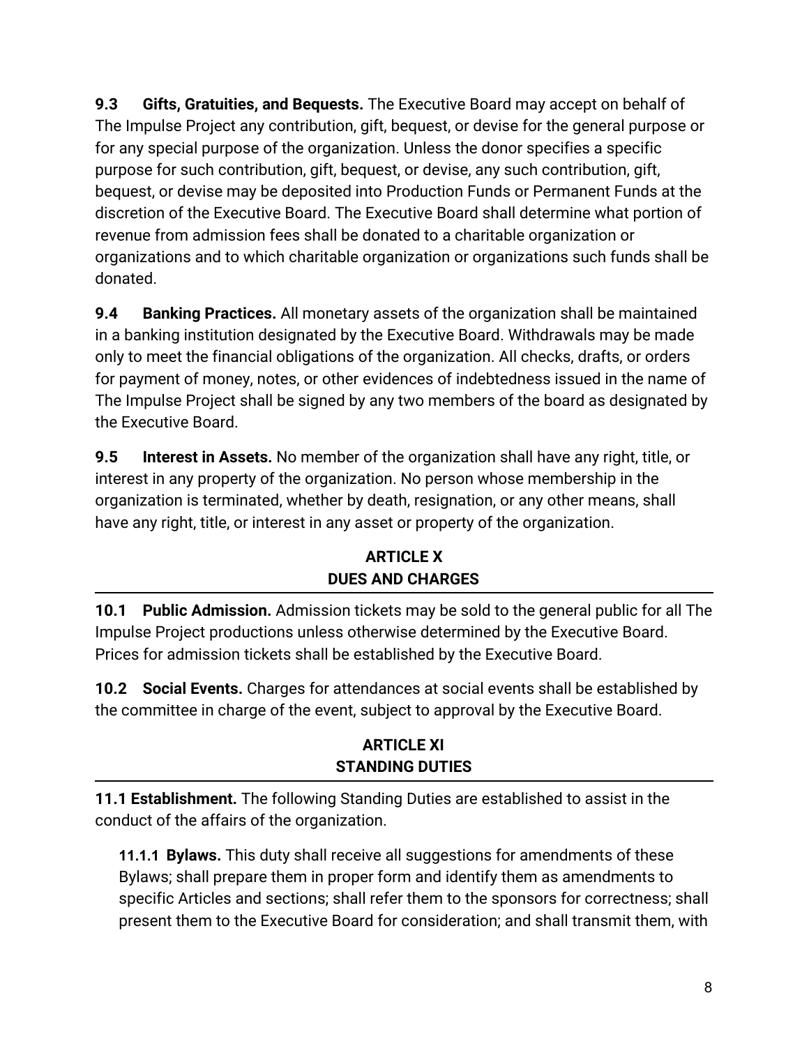**9.3 Gifts, Gratuities, and Bequests.** The Executive Board may accept on behalf of The Impulse Project any contribution, gift, bequest, or devise for the general purpose or for any special purpose of the organization. Unless the donor specifies a specific purpose for such contribution, gift, bequest, or devise, any such contribution, gift, bequest, or devise may be deposited into Production Funds or Permanent Funds at the discretion of the Executive Board. The Executive Board shall determine what portion of revenue from admission fees shall be donated to a charitable organization or organizations and to which charitable organization or organizations such funds shall be donated.

**9.4 Banking Practices.** All monetary assets of the organization shall be maintained in a banking institution designated by the Executive Board. Withdrawals may be made only to meet the financial obligations of the organization. All checks, drafts, or orders for payment of money, notes, or other evidences of indebtedness issued in the name of The Impulse Project shall be signed by any two members of the board as designated by the Executive Board.

**9.5 Interest in Assets.** No member of the organization shall have any right, title, or interest in any property of the organization. No person whose membership in the organization is terminated, whether by death, resignation, or any other means, shall have any right, title, or interest in any asset or property of the organization.

## ARTICLE X
## DUES AND CHARGES

**10.1 Public Admission.** Admission tickets may be sold to the general public for all The Impulse Project productions unless otherwise determined by the Executive Board. Prices for admission tickets shall be established by the Executive Board.

**10.2 Social Events.** Charges for attendances at social events shall be established by the committee in charge of the event, subject to approval by the Executive Board.

## ARTICLE XI
## STANDING DUTIES

**11.1 Establishment.** The following Standing Duties are established to assist in the conduct of the affairs of the organization.

**11.1.1 Bylaws.** This duty shall receive all suggestions for amendments of these Bylaws; shall prepare them in proper form and identify them as amendments to specific Articles and sections; shall refer them to the sponsors for correctness; shall present them to the Executive Board for consideration; and shall transmit them, with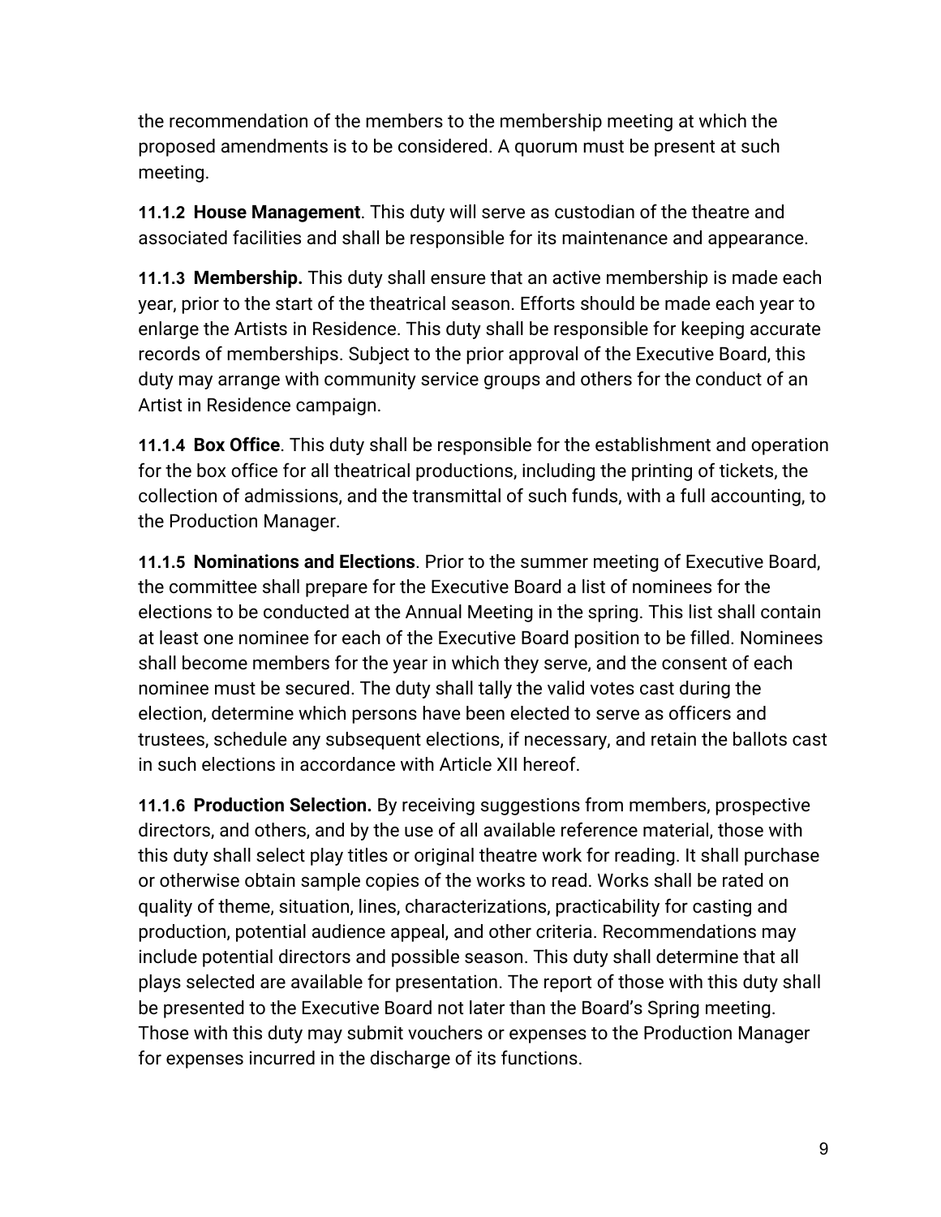the recommendation of the members to the membership meeting at which the proposed amendments is to be considered. A quorum must be present at such meeting.

**11.1.2 House Management**. This duty will serve as custodian of the theatre and associated facilities and shall be responsible for its maintenance and appearance.

**11.1.3 Membership.** This duty shall ensure that an active membership is made each year, prior to the start of the theatrical season. Efforts should be made each year to enlarge the Artists in Residence. This duty shall be responsible for keeping accurate records of memberships. Subject to the prior approval of the Executive Board, this duty may arrange with community service groups and others for the conduct of an Artist in Residence campaign.

**11.1.4 Box Office**. This duty shall be responsible for the establishment and operation for the box office for all theatrical productions, including the printing of tickets, the collection of admissions, and the transmittal of such funds, with a full accounting, to the Production Manager.

**11.1.5 Nominations and Elections**. Prior to the summer meeting of Executive Board, the committee shall prepare for the Executive Board a list of nominees for the elections to be conducted at the Annual Meeting in the spring. This list shall contain at least one nominee for each of the Executive Board position to be filled. Nominees shall become members for the year in which they serve, and the consent of each nominee must be secured. The duty shall tally the valid votes cast during the election, determine which persons have been elected to serve as officers and trustees, schedule any subsequent elections, if necessary, and retain the ballots cast in such elections in accordance with Article XII hereof.

**11.1.6 Production Selection.** By receiving suggestions from members, prospective directors, and others, and by the use of all available reference material, those with this duty shall select play titles or original theatre work for reading. It shall purchase or otherwise obtain sample copies of the works to read. Works shall be rated on quality of theme, situation, lines, characterizations, practicability for casting and production, potential audience appeal, and other criteria. Recommendations may include potential directors and possible season. This duty shall determine that all plays selected are available for presentation. The report of those with this duty shall be presented to the Executive Board not later than the Board's Spring meeting. Those with this duty may submit vouchers or expenses to the Production Manager for expenses incurred in the discharge of its functions.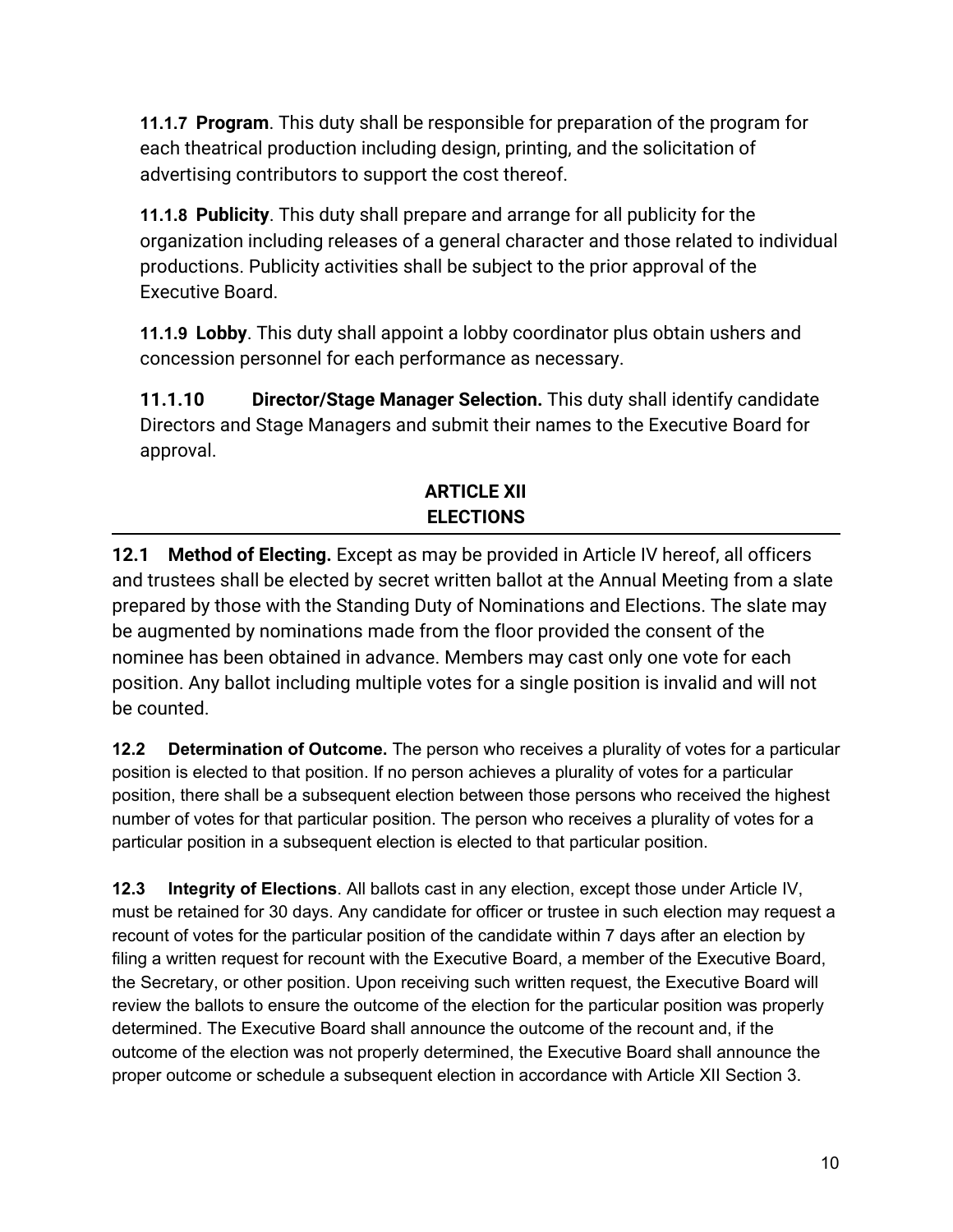**11.1.7 Program**. This duty shall be responsible for preparation of the program for each theatrical production including design, printing, and the solicitation of advertising contributors to support the cost thereof.

**11.1.8 Publicity**. This duty shall prepare and arrange for all publicity for the organization including releases of a general character and those related to individual productions. Publicity activities shall be subject to the prior approval of the Executive Board.

**11.1.9 Lobby**. This duty shall appoint a lobby coordinator plus obtain ushers and concession personnel for each performance as necessary.

**11.1.10 Director/Stage Manager Selection.** This duty shall identify candidate Directors and Stage Managers and submit their names to the Executive Board for approval.

## ARTICLE XII
## ELECTIONS

**12.1 Method of Electing.** Except as may be provided in Article IV hereof, all officers and trustees shall be elected by secret written ballot at the Annual Meeting from a slate prepared by those with the Standing Duty of Nominations and Elections. The slate may be augmented by nominations made from the floor provided the consent of the nominee has been obtained in advance. Members may cast only one vote for each position. Any ballot including multiple votes for a single position is invalid and will not be counted.

**12.2 Determination of Outcome.** The person who receives a plurality of votes for a particular position is elected to that position. If no person achieves a plurality of votes for a particular position, there shall be a subsequent election between those persons who received the highest number of votes for that particular position. The person who receives a plurality of votes for a particular position in a subsequent election is elected to that particular position.

**12.3 Integrity of Elections**. All ballots cast in any election, except those under Article IV, must be retained for 30 days. Any candidate for officer or trustee in such election may request a recount of votes for the particular position of the candidate within 7 days after an election by filing a written request for recount with the Executive Board, a member of the Executive Board, the Secretary, or other position. Upon receiving such written request, the Executive Board will review the ballots to ensure the outcome of the election for the particular position was properly determined. The Executive Board shall announce the outcome of the recount and, if the outcome of the election was not properly determined, the Executive Board shall announce the proper outcome or schedule a subsequent election in accordance with Article XII Section 3.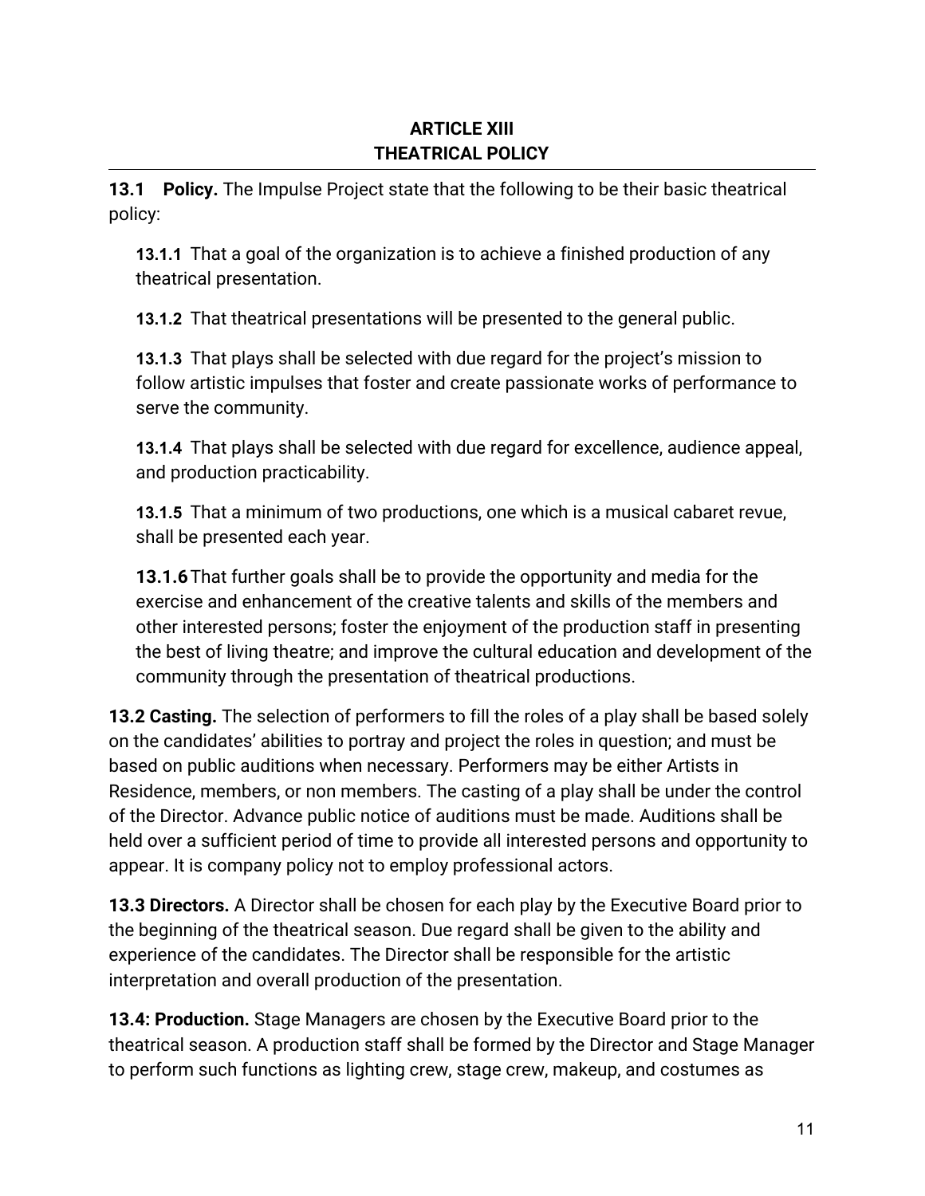## ARTICLE XIII
## THEATRICAL POLICY

**13.1 Policy.** The Impulse Project state that the following to be their basic theatrical policy:

> **13.1.1** That a goal of the organization is to achieve a finished production of any theatrical presentation.
>
> **13.1.2** That theatrical presentations will be presented to the general public.
>
> **13.1.3** That plays shall be selected with due regard for the project's mission to follow artistic impulses that foster and create passionate works of performance to serve the community.
>
> **13.1.4** That plays shall be selected with due regard for excellence, audience appeal, and production practicability.
>
> **13.1.5** That a minimum of two productions, one which is a musical cabaret revue, shall be presented each year.
>
> **13.1.6** That further goals shall be to provide the opportunity and media for the exercise and enhancement of the creative talents and skills of the members and other interested persons; foster the enjoyment of the production staff in presenting the best of living theatre; and improve the cultural education and development of the community through the presentation of theatrical productions.

**13.2 Casting.** The selection of performers to fill the roles of a play shall be based solely on the candidates' abilities to portray and project the roles in question; and must be based on public auditions when necessary. Performers may be either Artists in Residence, members, or non members. The casting of a play shall be under the control of the Director. Advance public notice of auditions must be made. Auditions shall be held over a sufficient period of time to provide all interested persons and opportunity to appear. It is company policy not to employ professional actors.

**13.3 Directors.** A Director shall be chosen for each play by the Executive Board prior to the beginning of the theatrical season. Due regard shall be given to the ability and experience of the candidates. The Director shall be responsible for the artistic interpretation and overall production of the presentation.

**13.4: Production.** Stage Managers are chosen by the Executive Board prior to the theatrical season. A production staff shall be formed by the Director and Stage Manager to perform such functions as lighting crew, stage crew, makeup, and costumes as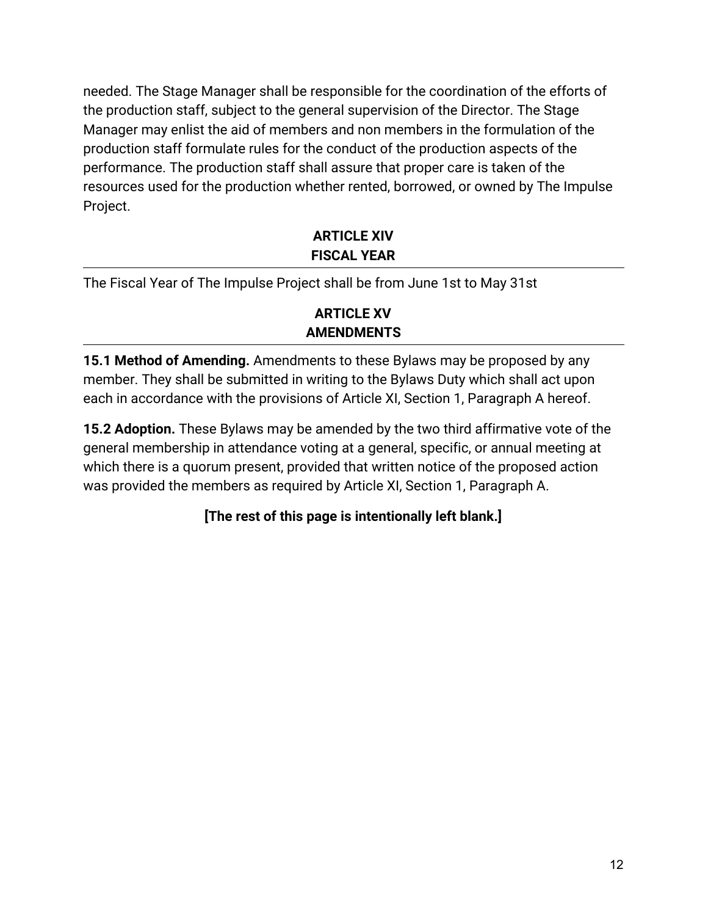needed. The Stage Manager shall be responsible for the coordination of the efforts of the production staff, subject to the general supervision of the Director. The Stage Manager may enlist the aid of members and non members in the formulation of the production staff formulate rules for the conduct of the production aspects of the performance. The production staff shall assure that proper care is taken of the resources used for the production whether rented, borrowed, or owned by The Impulse Project.

## ARTICLE XIV
## FISCAL YEAR

The Fiscal Year of The Impulse Project shall be from June 1st to May 31st

## ARTICLE XV
## AMENDMENTS

**15.1 Method of Amending.** Amendments to these Bylaws may be proposed by any member. They shall be submitted in writing to the Bylaws Duty which shall act upon each in accordance with the provisions of Article XI, Section 1, Paragraph A hereof.

**15.2 Adoption.** These Bylaws may be amended by the two third affirmative vote of the general membership in attendance voting at a general, specific, or annual meeting at which there is a quorum present, provided that written notice of the proposed action was provided the members as required by Article XI, Section 1, Paragraph A.

**[The rest of this page is intentionally left blank.]**